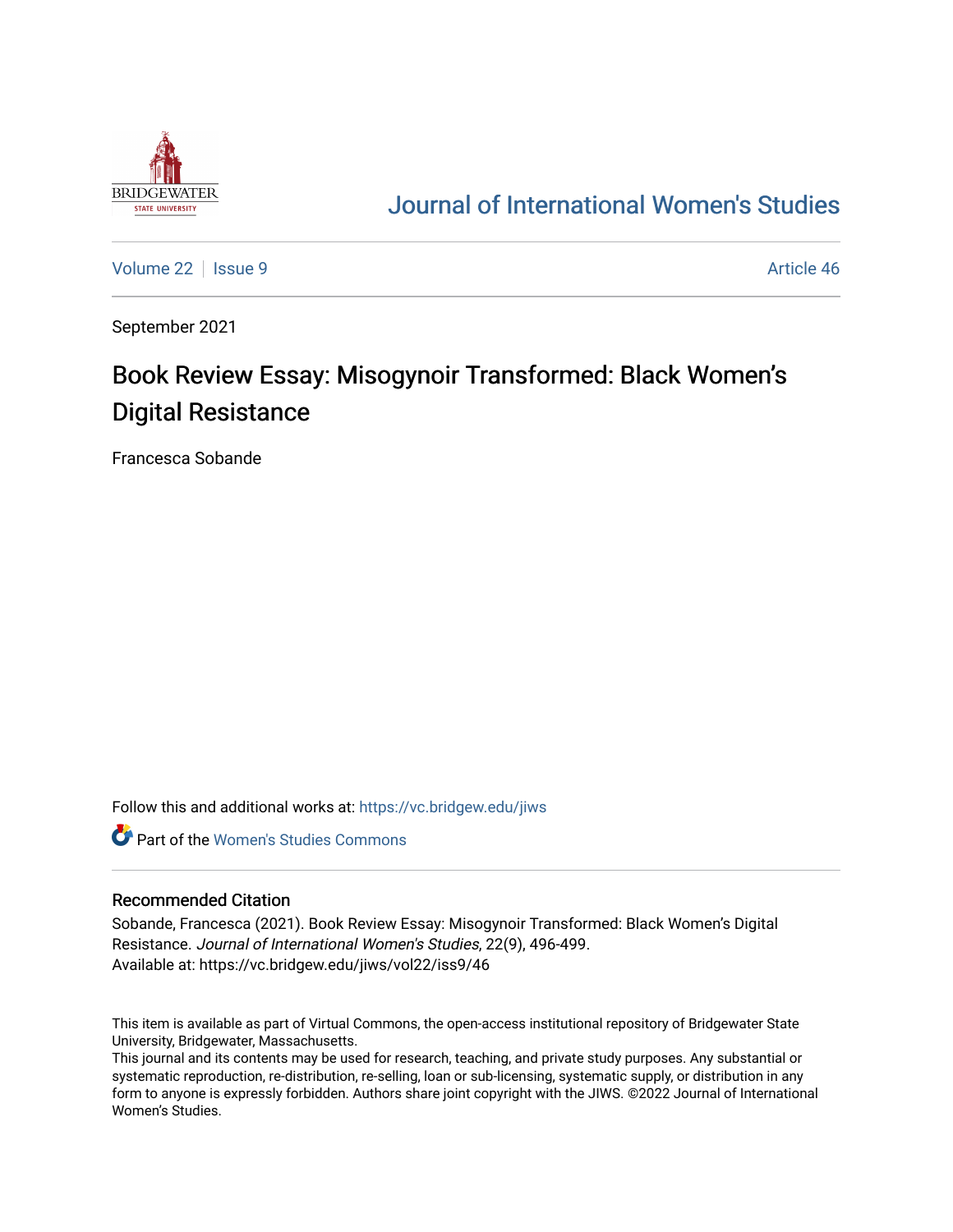Journal of International Women's Studies

Volume 22 | Issue 9 | Article 46

September 2021

# Book Review Essay: Misogynoir Transformed: Black Women's Digital Resistance

Francesca Sobande

Follow this and additional works at: https://vc.bridgew.edu/jiws

Part of the Women's Studies Commons

## Recommended Citation

Sobande, Francesca (2021). Book Review Essay: Misogynoir Transformed: Black Women's Digital Resistance. *Journal of International Women's Studies*, 22(9), 496-499.
Available at: https://vc.bridgew.edu/jiws/vol22/iss9/46

This item is available as part of Virtual Commons, the open-access institutional repository of Bridgewater State University, Bridgewater, Massachusetts.
This journal and its contents may be used for research, teaching, and private study purposes. Any substantial or systematic reproduction, re-distribution, re-selling, loan or sub-licensing, systematic supply, or distribution in any form to anyone is expressly forbidden. Authors share joint copyright with the JIWS. ©2022 Journal of International Women's Studies.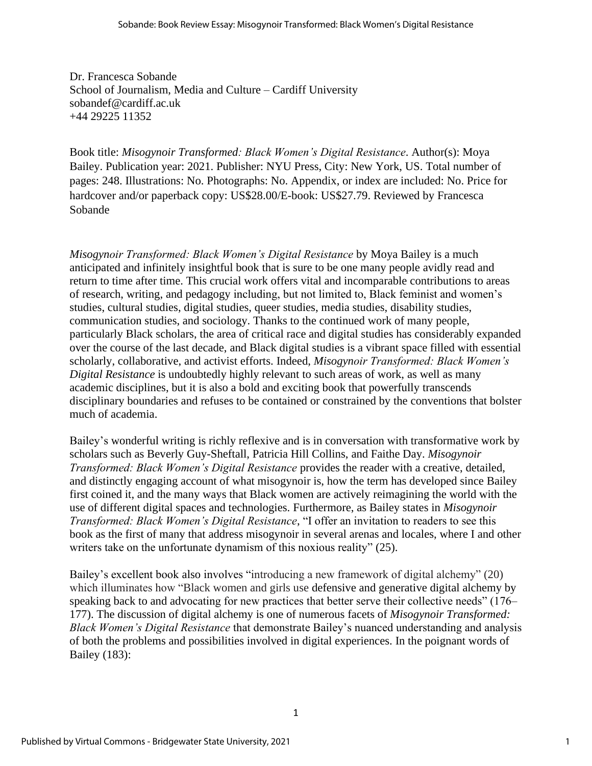Dr. Francesca Sobande
School of Journalism, Media and Culture – Cardiff University
sobandef@cardiff.ac.uk
+44 29225 11352

Book title: *Misogynoir Transformed: Black Women's Digital Resistance*. Author(s): Moya Bailey. Publication year: 2021. Publisher: NYU Press, City: New York, US. Total number of pages: 248. Illustrations: No. Photographs: No. Appendix, or index are included: No. Price for hardcover and/or paperback copy: US$28.00/E-book: US$27.79. Reviewed by Francesca Sobande

*Misogynoir Transformed: Black Women's Digital Resistance* by Moya Bailey is a much anticipated and infinitely insightful book that is sure to be one many people avidly read and return to time after time. This crucial work offers vital and incomparable contributions to areas of research, writing, and pedagogy including, but not limited to, Black feminist and women's studies, cultural studies, digital studies, queer studies, media studies, disability studies, communication studies, and sociology. Thanks to the continued work of many people, particularly Black scholars, the area of critical race and digital studies has considerably expanded over the course of the last decade, and Black digital studies is a vibrant space filled with essential scholarly, collaborative, and activist efforts. Indeed, *Misogynoir Transformed: Black Women's Digital Resistance* is undoubtedly highly relevant to such areas of work, as well as many academic disciplines, but it is also a bold and exciting book that powerfully transcends disciplinary boundaries and refuses to be contained or constrained by the conventions that bolster much of academia.

Bailey's wonderful writing is richly reflexive and is in conversation with transformative work by scholars such as Beverly Guy-Sheftall, Patricia Hill Collins, and Faithe Day. *Misogynoir Transformed: Black Women's Digital Resistance* provides the reader with a creative, detailed, and distinctly engaging account of what misogynoir is, how the term has developed since Bailey first coined it, and the many ways that Black women are actively reimagining the world with the use of different digital spaces and technologies. Furthermore, as Bailey states in *Misogynoir Transformed: Black Women's Digital Resistance*, "I offer an invitation to readers to see this book as the first of many that address misogynoir in several arenas and locales, where I and other writers take on the unfortunate dynamism of this noxious reality" (25).

Bailey's excellent book also involves "introducing a new framework of digital alchemy" (20) which illuminates how "Black women and girls use defensive and generative digital alchemy by speaking back to and advocating for new practices that better serve their collective needs" (176–177). The discussion of digital alchemy is one of numerous facets of *Misogynoir Transformed: Black Women's Digital Resistance* that demonstrate Bailey's nuanced understanding and analysis of both the problems and possibilities involved in digital experiences. In the poignant words of Bailey (183):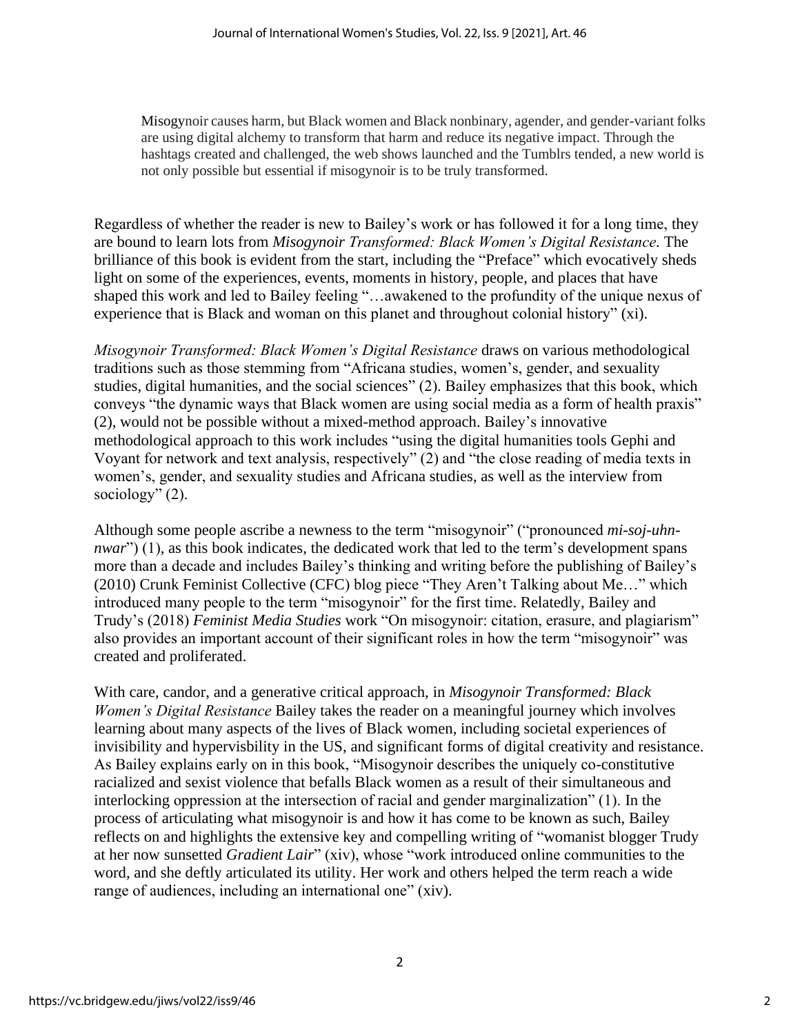> Misogynoir causes harm, but Black women and Black nonbinary, agender, and gender-variant folks are using digital alchemy to transform that harm and reduce its negative impact. Through the hashtags created and challenged, the web shows launched and the Tumblrs tended, a new world is not only possible but essential if misogynoir is to be truly transformed.

Regardless of whether the reader is new to Bailey's work or has followed it for a long time, they are bound to learn lots from *Misogynoir Transformed: Black Women's Digital Resistance*. The brilliance of this book is evident from the start, including the "Preface" which evocatively sheds light on some of the experiences, events, moments in history, people, and places that have shaped this work and led to Bailey feeling "…awakened to the profundity of the unique nexus of experience that is Black and woman on this planet and throughout colonial history" (xi).

*Misogynoir Transformed: Black Women's Digital Resistance* draws on various methodological traditions such as those stemming from "Africana studies, women's, gender, and sexuality studies, digital humanities, and the social sciences" (2). Bailey emphasizes that this book, which conveys "the dynamic ways that Black women are using social media as a form of health praxis" (2), would not be possible without a mixed-method approach. Bailey's innovative methodological approach to this work includes "using the digital humanities tools Gephi and Voyant for network and text analysis, respectively" (2) and "the close reading of media texts in women's, gender, and sexuality studies and Africana studies, as well as the interview from sociology" (2).

Although some people ascribe a newness to the term "misogynoir" ("pronounced *mi-soj-uhn-nwar*") (1), as this book indicates, the dedicated work that led to the term's development spans more than a decade and includes Bailey's thinking and writing before the publishing of Bailey's (2010) Crunk Feminist Collective (CFC) blog piece "They Aren't Talking about Me…" which introduced many people to the term "misogynoir" for the first time. Relatedly, Bailey and Trudy's (2018) *Feminist Media Studies* work "On misogynoir: citation, erasure, and plagiarism" also provides an important account of their significant roles in how the term "misogynoir" was created and proliferated.

With care, candor, and a generative critical approach, in *Misogynoir Transformed: Black Women's Digital Resistance* Bailey takes the reader on a meaningful journey which involves learning about many aspects of the lives of Black women, including societal experiences of invisibility and hypervisbility in the US, and significant forms of digital creativity and resistance. As Bailey explains early on in this book, "Misogynoir describes the uniquely co-constitutive racialized and sexist violence that befalls Black women as a result of their simultaneous and interlocking oppression at the intersection of racial and gender marginalization" (1). In the process of articulating what misogynoir is and how it has come to be known as such, Bailey reflects on and highlights the extensive key and compelling writing of "womanist blogger Trudy at her now sunsetted *Gradient Lair*" (xiv), whose "work introduced online communities to the word, and she deftly articulated its utility. Her work and others helped the term reach a wide range of audiences, including an international one" (xiv).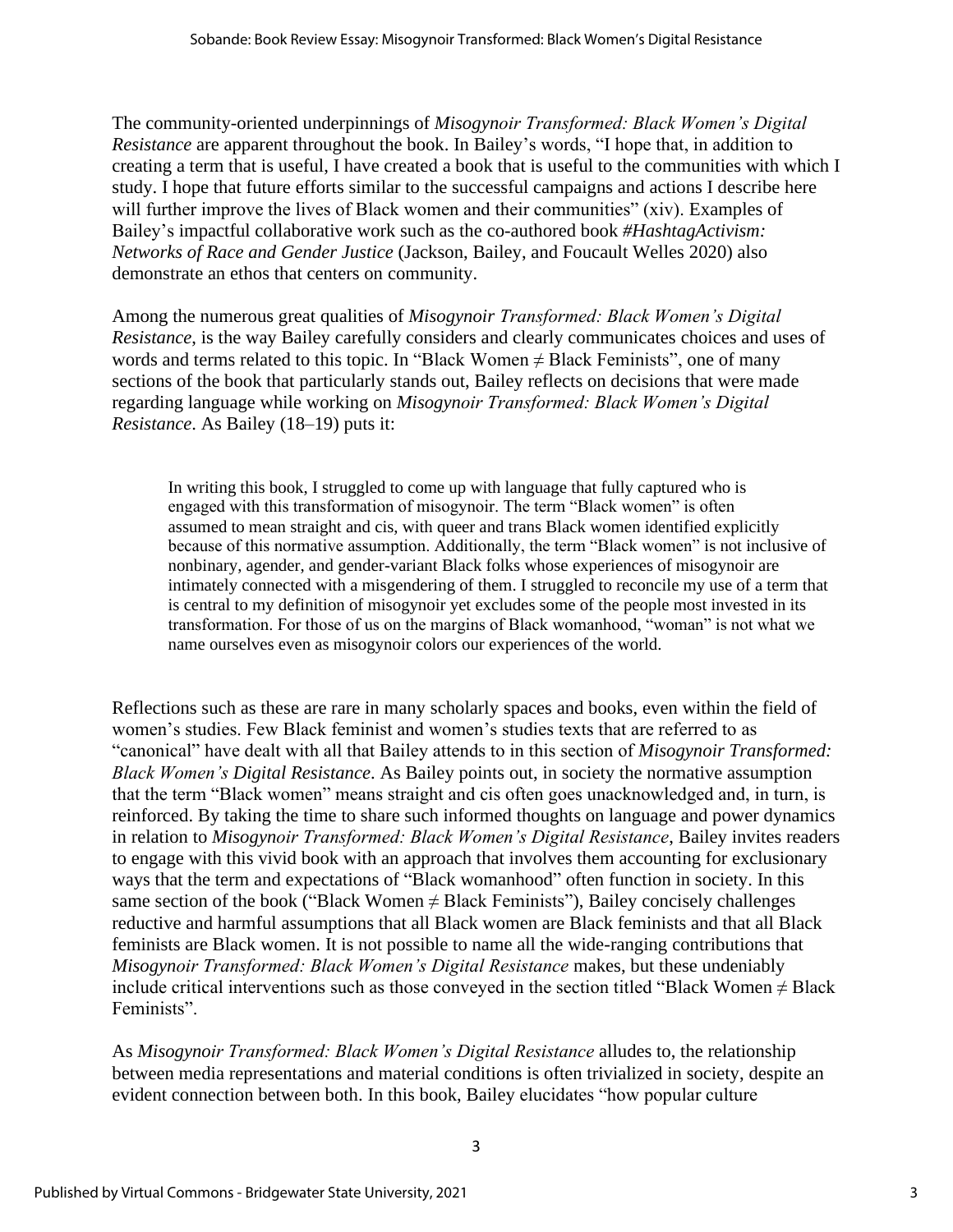The community-oriented underpinnings of *Misogynoir Transformed: Black Women's Digital Resistance* are apparent throughout the book. In Bailey's words, "I hope that, in addition to creating a term that is useful, I have created a book that is useful to the communities with which I study. I hope that future efforts similar to the successful campaigns and actions I describe here will further improve the lives of Black women and their communities" (xiv). Examples of Bailey's impactful collaborative work such as the co-authored book *#HashtagActivism: Networks of Race and Gender Justice* (Jackson, Bailey, and Foucault Welles 2020) also demonstrate an ethos that centers on community.

Among the numerous great qualities of *Misogynoir Transformed: Black Women's Digital Resistance*, is the way Bailey carefully considers and clearly communicates choices and uses of words and terms related to this topic. In "Black Women ≠ Black Feminists", one of many sections of the book that particularly stands out, Bailey reflects on decisions that were made regarding language while working on *Misogynoir Transformed: Black Women's Digital Resistance*. As Bailey (18–19) puts it:

> In writing this book, I struggled to come up with language that fully captured who is engaged with this transformation of misogynoir. The term "Black women" is often assumed to mean straight and cis, with queer and trans Black women identified explicitly because of this normative assumption. Additionally, the term "Black women" is not inclusive of nonbinary, agender, and gender-variant Black folks whose experiences of misogynoir are intimately connected with a misgendering of them. I struggled to reconcile my use of a term that is central to my definition of misogynoir yet excludes some of the people most invested in its transformation. For those of us on the margins of Black womanhood, "woman" is not what we name ourselves even as misogynoir colors our experiences of the world.

Reflections such as these are rare in many scholarly spaces and books, even within the field of women's studies. Few Black feminist and women's studies texts that are referred to as "canonical" have dealt with all that Bailey attends to in this section of *Misogynoir Transformed: Black Women's Digital Resistance*. As Bailey points out, in society the normative assumption that the term "Black women" means straight and cis often goes unacknowledged and, in turn, is reinforced. By taking the time to share such informed thoughts on language and power dynamics in relation to *Misogynoir Transformed: Black Women's Digital Resistance*, Bailey invites readers to engage with this vivid book with an approach that involves them accounting for exclusionary ways that the term and expectations of "Black womanhood" often function in society. In this same section of the book ("Black Women ≠ Black Feminists"), Bailey concisely challenges reductive and harmful assumptions that all Black women are Black feminists and that all Black feminists are Black women. It is not possible to name all the wide-ranging contributions that *Misogynoir Transformed: Black Women's Digital Resistance* makes, but these undeniably include critical interventions such as those conveyed in the section titled "Black Women ≠ Black Feminists".

As *Misogynoir Transformed: Black Women's Digital Resistance* alludes to, the relationship between media representations and material conditions is often trivialized in society, despite an evident connection between both. In this book, Bailey elucidates "how popular culture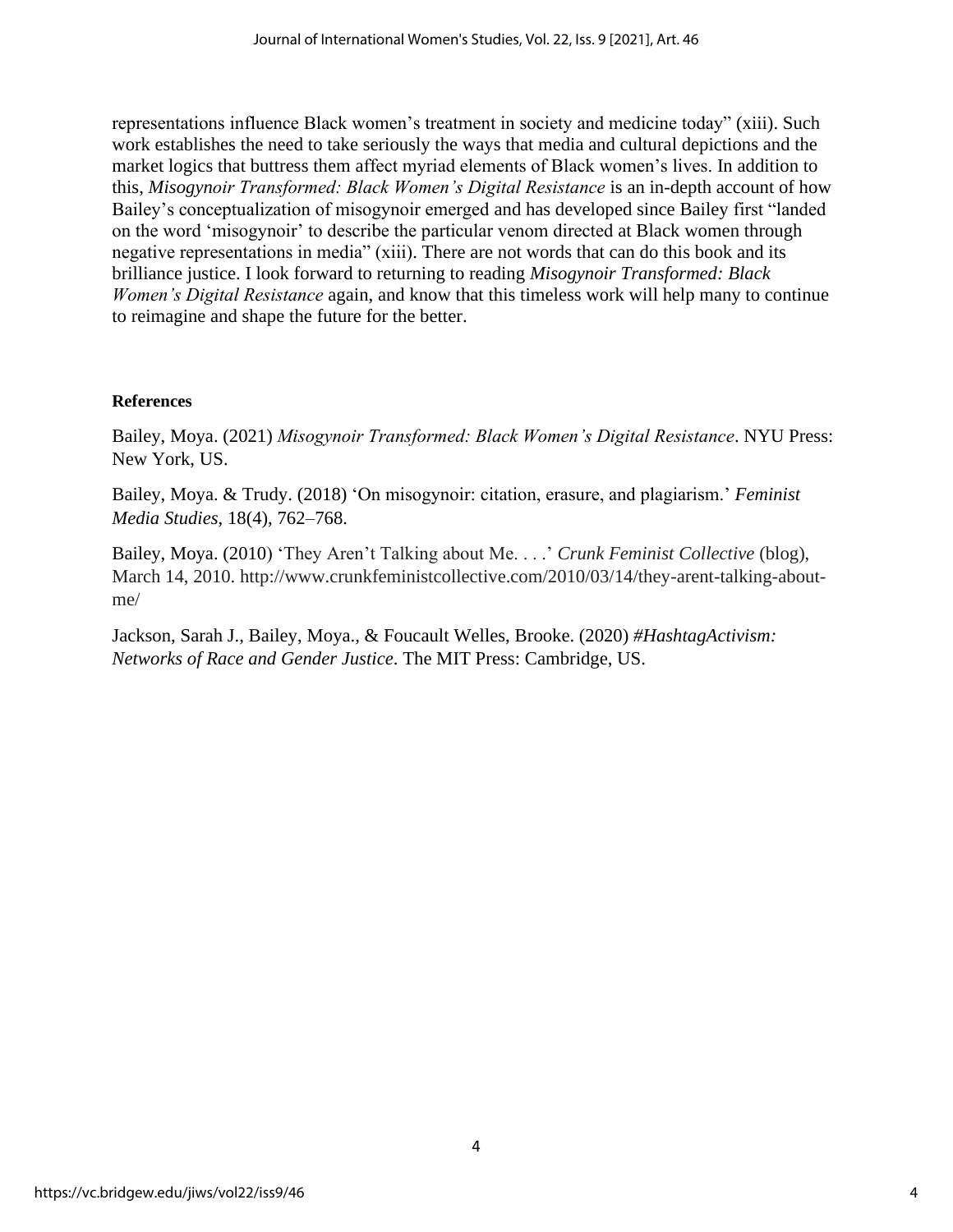representations influence Black women's treatment in society and medicine today" (xiii). Such work establishes the need to take seriously the ways that media and cultural depictions and the market logics that buttress them affect myriad elements of Black women's lives. In addition to this, *Misogynoir Transformed: Black Women's Digital Resistance* is an in-depth account of how Bailey's conceptualization of misogynoir emerged and has developed since Bailey first "landed on the word 'misogynoir' to describe the particular venom directed at Black women through negative representations in media" (xiii). There are not words that can do this book and its brilliance justice. I look forward to returning to reading *Misogynoir Transformed: Black Women's Digital Resistance* again, and know that this timeless work will help many to continue to reimagine and shape the future for the better.

**References**

Bailey, Moya. (2021) *Misogynoir Transformed: Black Women's Digital Resistance*. NYU Press: New York, US.

Bailey, Moya. & Trudy. (2018) 'On misogynoir: citation, erasure, and plagiarism.' *Feminist Media Studies*, 18(4), 762–768.

Bailey, Moya. (2010) 'They Aren't Talking about Me. . . .' *Crunk Feminist Collective* (blog), March 14, 2010. http://www.crunkfeministcollective.com/2010/03/14/they-arent-talking-about-me/

Jackson, Sarah J., Bailey, Moya., & Foucault Welles, Brooke. (2020) *#HashtagActivism: Networks of Race and Gender Justice*. The MIT Press: Cambridge, US.